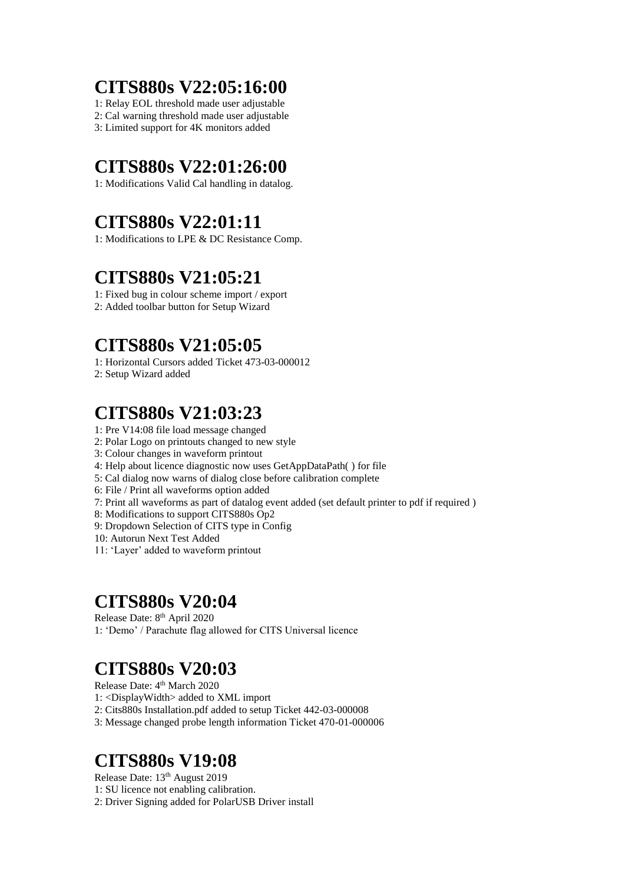# CITS880s V22:05:16:00

1: Relay EOL threshold made user adjustable
2: Cal warning threshold made user adjustable
3: Limited support for 4K monitors added

# CITS880s V22:01:26:00

1: Modifications Valid Cal handling in datalog.

# CITS880s V22:01:11

1: Modifications to LPE & DC Resistance Comp.

# CITS880s V21:05:21

1: Fixed bug in colour scheme import / export
2: Added toolbar button for Setup Wizard

# CITS880s V21:05:05

1: Horizontal Cursors added Ticket 473-03-000012
2: Setup Wizard added

# CITS880s V21:03:23

1: Pre V14:08 file load message changed
2: Polar Logo on printouts changed to new style
3: Colour changes in waveform printout
4: Help about licence diagnostic now uses GetAppDataPath( ) for file
5: Cal dialog now warns of dialog close before calibration complete
6: File / Print all waveforms option added
7: Print all waveforms as part of datalog event added (set default printer to pdf if required )
8: Modifications to support CITS880s Op2
9: Dropdown Selection of CITS type in Config
10: Autorun Next Test Added
11: 'Layer' added to waveform printout

# CITS880s V20:04

Release Date: 8th April 2020
1: 'Demo' / Parachute flag allowed for CITS Universal licence

# CITS880s V20:03

Release Date: 4th March 2020
1: <DisplayWidth> added to XML import
2: Cits880s Installation.pdf added to setup Ticket 442-03-000008
3: Message changed probe length information Ticket 470-01-000006

# CITS880s V19:08

Release Date: 13th August 2019
1: SU licence not enabling calibration.
2: Driver Signing added for PolarUSB Driver install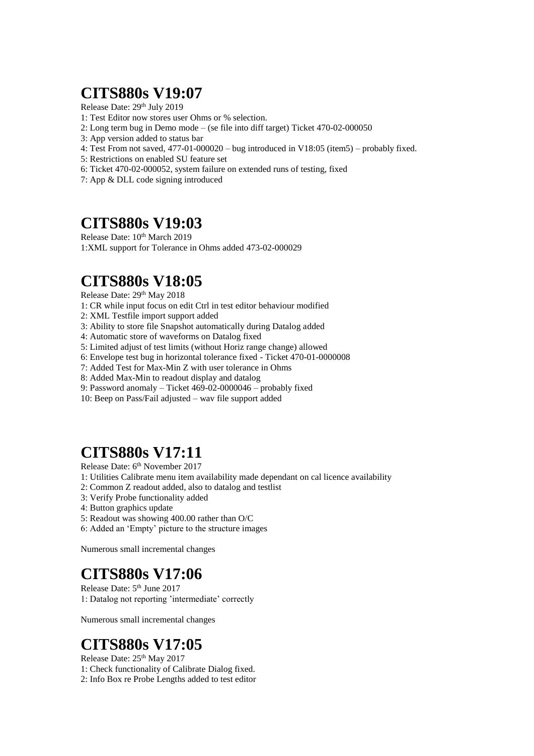# CITS880s V19:07

Release Date: 29th July 2019

1: Test Editor now stores user Ohms or % selection.
2: Long term bug in Demo mode – (se file into diff target) Ticket 470-02-000050
3: App version added to status bar
4: Test From not saved, 477-01-000020 – bug introduced in V18:05 (item5) – probably fixed.
5: Restrictions on enabled SU feature set
6: Ticket 470-02-000052, system failure on extended runs of testing, fixed
7: App & DLL code signing introduced

# CITS880s V19:03

Release Date: 10th March 2019

1:XML support for Tolerance in Ohms added 473-02-000029

# CITS880s V18:05

Release Date: 29th May 2018

1: CR while input focus on edit Ctrl in test editor behaviour modified
2: XML Testfile import support added
3: Ability to store file Snapshot automatically during Datalog added
4: Automatic store of waveforms on Datalog fixed
5: Limited adjust of test limits (without Horiz range change) allowed
6: Envelope test bug in horizontal tolerance fixed - Ticket 470-01-0000008
7: Added Test for Max-Min Z with user tolerance in Ohms
8: Added Max-Min to readout display and datalog
9: Password anomaly – Ticket 469-02-0000046 – probably fixed
10: Beep on Pass/Fail adjusted – wav file support added

# CITS880s V17:11

Release Date: 6th November 2017

1: Utilities Calibrate menu item availability made dependant on cal licence availability
2: Common Z readout added, also to datalog and testlist
3: Verify Probe functionality added
4: Button graphics update
5: Readout was showing 400.00 rather than O/C
6: Added an 'Empty' picture to the structure images

Numerous small incremental changes

# CITS880s V17:06

Release Date: 5th June 2017

1: Datalog not reporting 'intermediate' correctly

Numerous small incremental changes

# CITS880s V17:05

Release Date: 25th May 2017

1: Check functionality of Calibrate Dialog fixed.
2: Info Box re Probe Lengths added to test editor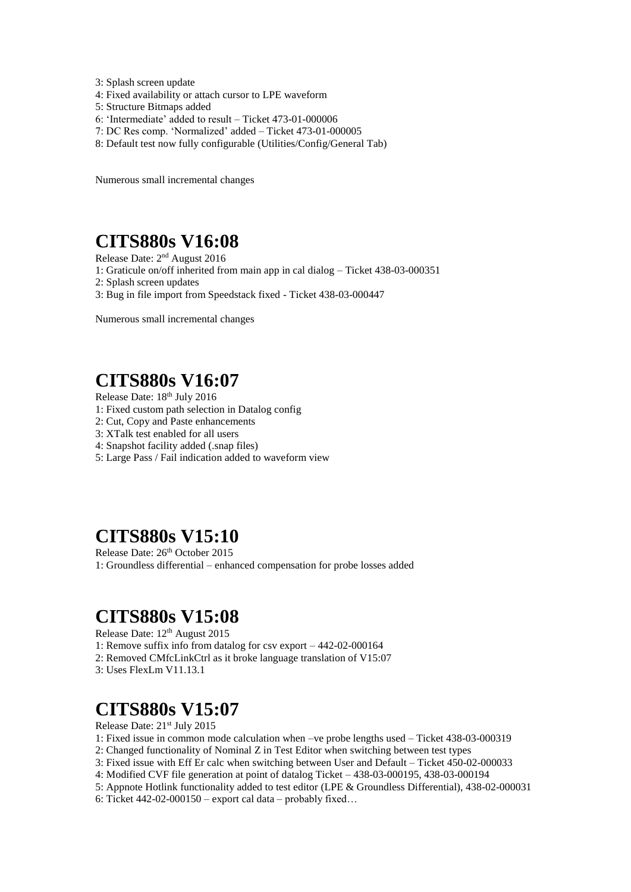3: Splash screen update
4: Fixed availability or attach cursor to LPE waveform
5: Structure Bitmaps added
6: 'Intermediate' added to result – Ticket 473-01-000006
7: DC Res comp. 'Normalized' added – Ticket 473-01-000005
8: Default test now fully configurable (Utilities/Config/General Tab)

Numerous small incremental changes

# CITS880s V16:08

Release Date: 2nd August 2016
1: Graticule on/off inherited from main app in cal dialog – Ticket 438-03-000351
2: Splash screen updates
3: Bug in file import from Speedstack fixed - Ticket 438-03-000447

Numerous small incremental changes

# CITS880s V16:07

Release Date: 18th July 2016
1: Fixed custom path selection in Datalog config
2: Cut, Copy and Paste enhancements
3: XTalk test enabled for all users
4: Snapshot facility added (.snap files)
5: Large Pass / Fail indication added to waveform view

# CITS880s V15:10

Release Date: 26th October 2015
1: Groundless differential – enhanced compensation for probe losses added

# CITS880s V15:08

Release Date: 12th August 2015
1: Remove suffix info from datalog for csv export – 442-02-000164
2: Removed CMfcLinkCtrl as it broke language translation of V15:07
3: Uses FlexLm V11.13.1

# CITS880s V15:07

Release Date: 21st July 2015
1: Fixed issue in common mode calculation when –ve probe lengths used – Ticket 438-03-000319
2: Changed functionality of Nominal Z in Test Editor when switching between test types
3: Fixed issue with Eff Er calc when switching between User and Default – Ticket 450-02-000033
4: Modified CVF file generation at point of datalog Ticket – 438-03-000195, 438-03-000194
5: Appnote Hotlink functionality added to test editor (LPE & Groundless Differential), 438-02-000031
6: Ticket 442-02-000150 – export cal data – probably fixed…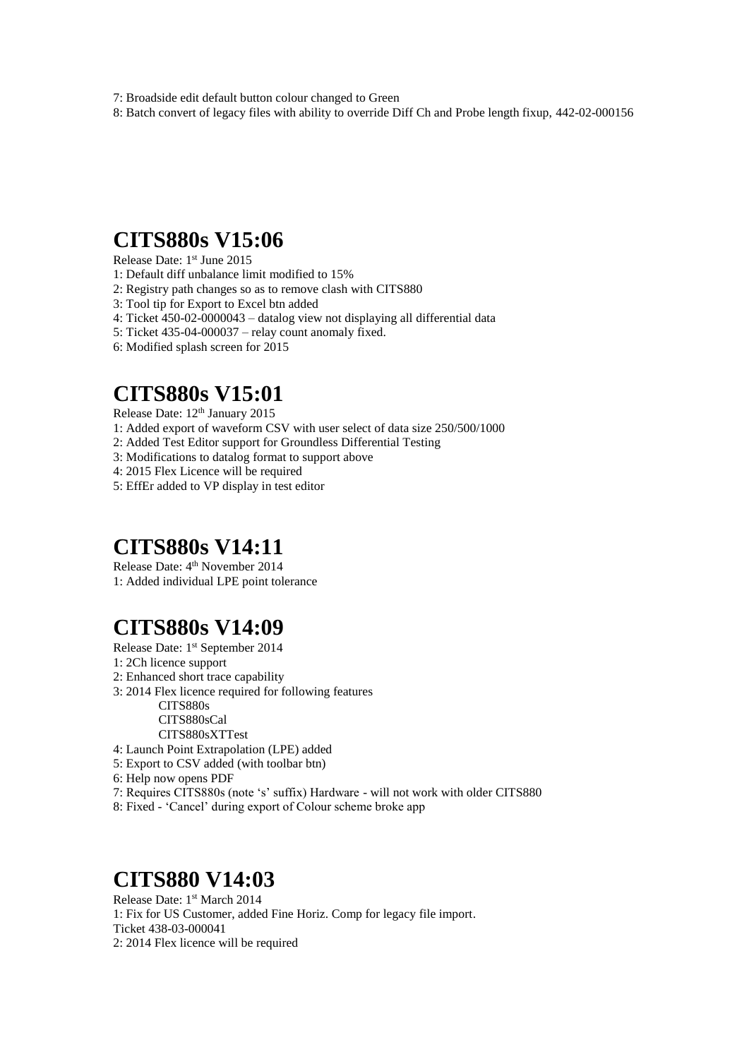7: Broadside edit default button colour changed to Green

8: Batch convert of legacy files with ability to override Diff Ch and Probe length fixup, 442-02-000156

# CITS880s V15:06

Release Date: 1st June 2015

1: Default diff unbalance limit modified to 15%

2: Registry path changes so as to remove clash with CITS880

3: Tool tip for Export to Excel btn added

4: Ticket 450-02-0000043 – datalog view not displaying all differential data

5: Ticket 435-04-000037 – relay count anomaly fixed.

6: Modified splash screen for 2015

# CITS880s V15:01

Release Date: 12th January 2015

1: Added export of waveform CSV with user select of data size 250/500/1000

2: Added Test Editor support for Groundless Differential Testing

3: Modifications to datalog format to support above

4: 2015 Flex Licence will be required

5: EffEr added to VP display in test editor

# CITS880s V14:11

Release Date: 4th November 2014

1: Added individual LPE point tolerance

# CITS880s V14:09

Release Date: 1st September 2014

1: 2Ch licence support

2: Enhanced short trace capability

3: 2014 Flex licence required for following features

  CITS880s
  CITS880sCal
  CITS880sXTTest

4: Launch Point Extrapolation (LPE) added

5: Export to CSV added (with toolbar btn)

6: Help now opens PDF

7: Requires CITS880s (note 's' suffix) Hardware - will not work with older CITS880

8: Fixed - 'Cancel' during export of Colour scheme broke app

# CITS880 V14:03

Release Date: 1st March 2014

1: Fix for US Customer, added Fine Horiz. Comp for legacy file import.
Ticket 438-03-000041

2: 2014 Flex licence will be required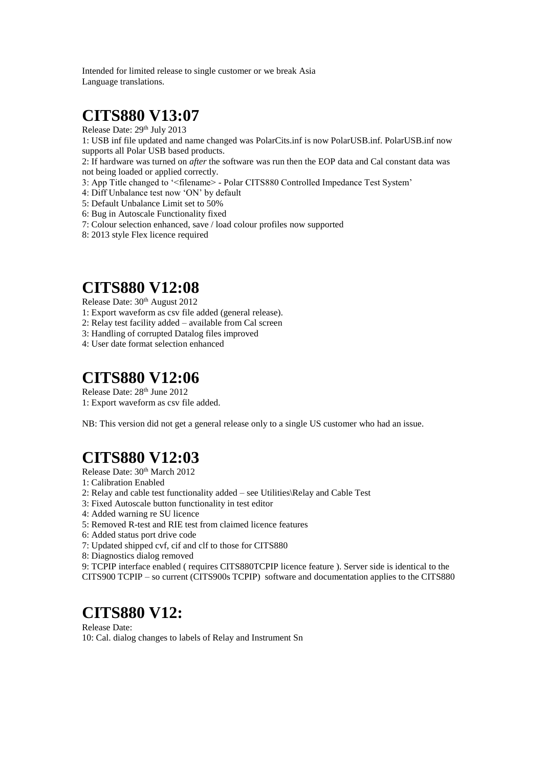Intended for limited release to single customer or we break Asia
Language translations.

# CITS880 V13:07

Release Date: 29th July 2013

1: USB inf file updated and name changed was PolarCits.inf is now PolarUSB.inf. PolarUSB.inf now supports all Polar USB based products.

2: If hardware was turned on *after* the software was run then the EOP data and Cal constant data was not being loaded or applied correctly.

3: App Title changed to '<filename> - Polar CITS880 Controlled Impedance Test System'

4: Diff Unbalance test now 'ON' by default

5: Default Unbalance Limit set to 50%

6: Bug in Autoscale Functionality fixed

7: Colour selection enhanced, save / load colour profiles now supported

8: 2013 style Flex licence required

# CITS880 V12:08

Release Date: 30th August 2012

1: Export waveform as csv file added (general release).

2: Relay test facility added – available from Cal screen

3: Handling of corrupted Datalog files improved

4: User date format selection enhanced

# CITS880 V12:06

Release Date: 28th June 2012

1: Export waveform as csv file added.

NB: This version did not get a general release only to a single US customer who had an issue.

# CITS880 V12:03

Release Date: 30th March 2012

1: Calibration Enabled

2: Relay and cable test functionality added – see Utilities\Relay and Cable Test

3: Fixed Autoscale button functionality in test editor

4: Added warning re SU licence

5: Removed R-test and RIE test from claimed licence features

6: Added status port drive code

7: Updated shipped cvf, cif and clf to those for CITS880

8: Diagnostics dialog removed

9: TCPIP interface enabled ( requires CITS880TCPIP licence feature ). Server side is identical to the CITS900 TCPIP – so current (CITS900s TCPIP) software and documentation applies to the CITS880

# CITS880 V12:

Release Date:

10: Cal. dialog changes to labels of Relay and Instrument Sn